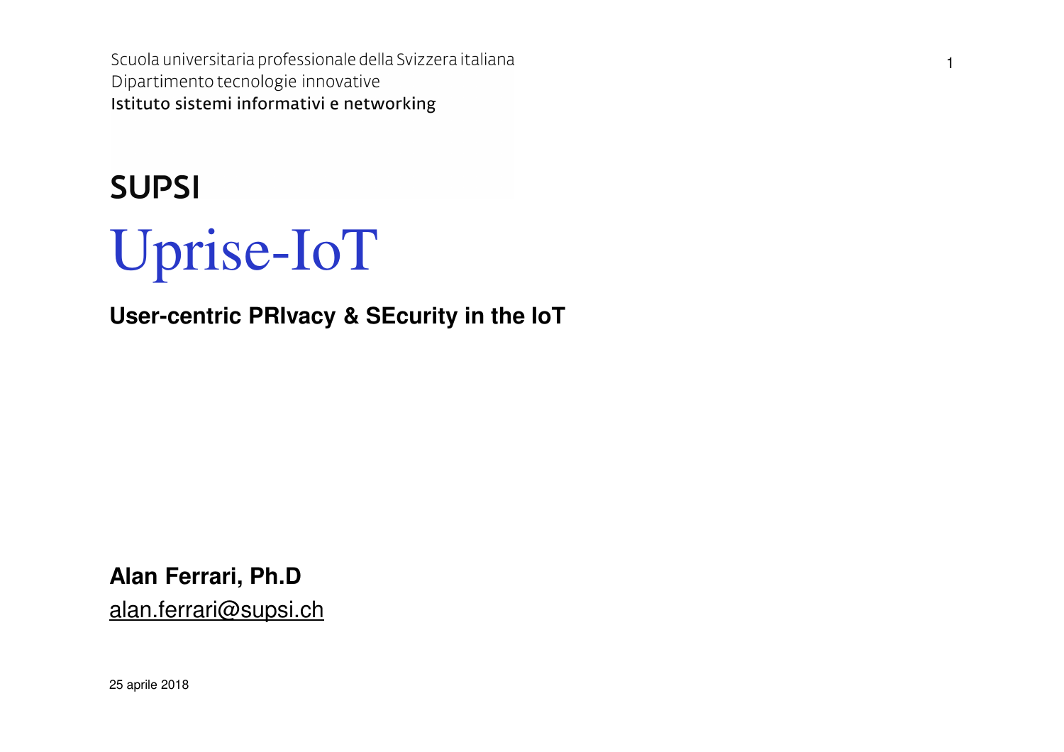Scuola universitaria professionale della Svizzera italiana
Dipartimento tecnologie innovative
Istituto sistemi informativi e networking

**SUPSI**

# Uprise-IoT

**User-centric PRIvacy & SEcurity in the IoT**

**Alan Ferrari, Ph.D**
alan.ferrari@supsi.ch

25 aprile 2018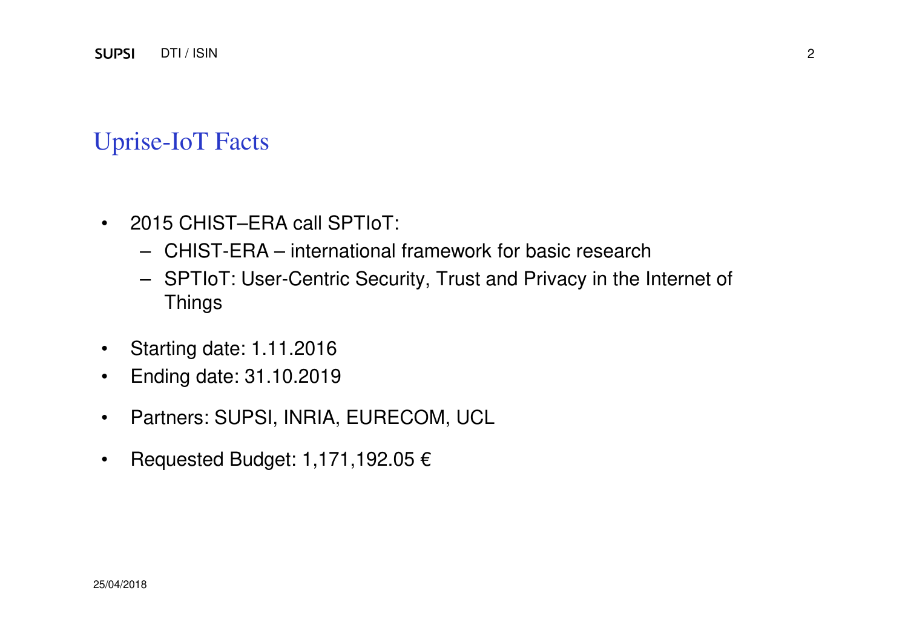## Uprise-IoT Facts

- 2015 CHIST–ERA call SPTIoT:
  - CHIST-ERA – international framework for basic research
  - SPTIoT: User-Centric Security, Trust and Privacy in the Internet of Things
- Starting date: 1.11.2016
- Ending date: 31.10.2019
- Partners: SUPSI, INRIA, EURECOM, UCL
- Requested Budget: 1,171,192.05 €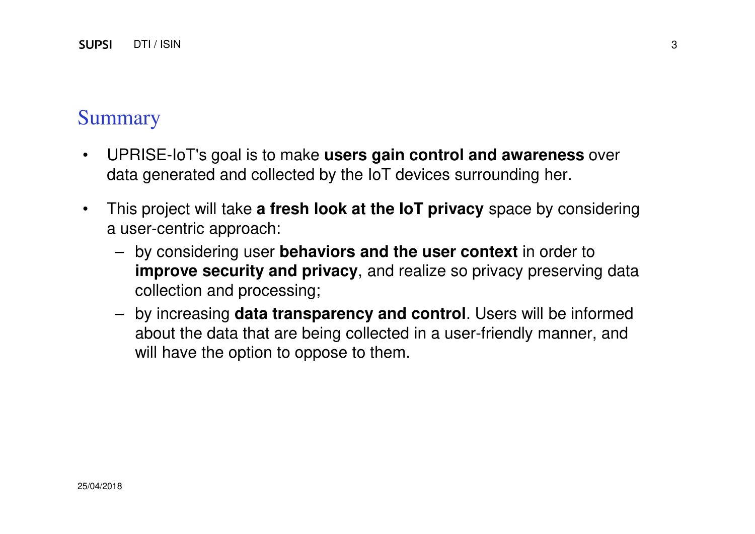## Summary

- UPRISE-IoT's goal is to make **users gain control and awareness** over data generated and collected by the IoT devices surrounding her.
- This project will take **a fresh look at the IoT privacy** space by considering a user-centric approach:
  - by considering user **behaviors and the user context** in order to **improve security and privacy**, and realize so privacy preserving data collection and processing;
  - by increasing **data transparency and control**. Users will be informed about the data that are being collected in a user-friendly manner, and will have the option to oppose to them.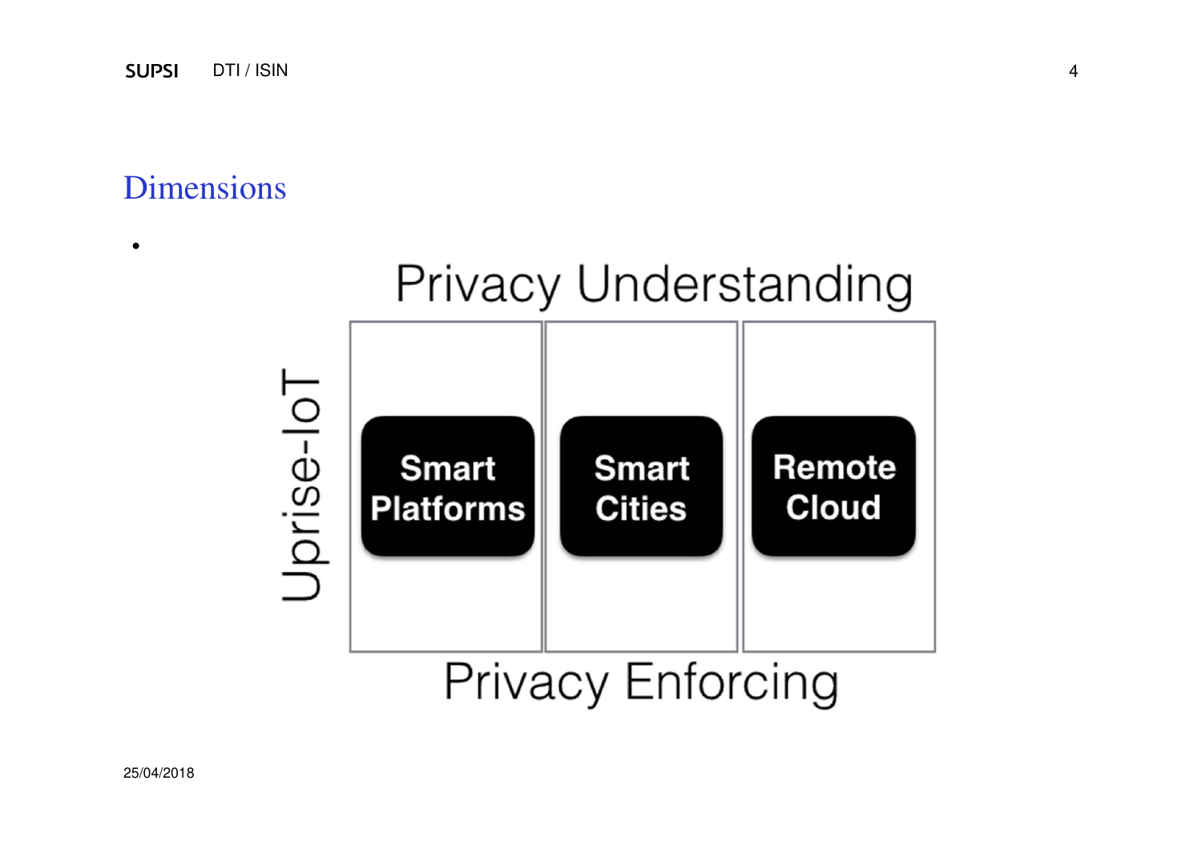# Dimensions

- 

Privacy Understanding

Uprise-IoT

| Smart Platforms | Smart Cities | Remote Cloud |
|---|---|---|

Privacy Enforcing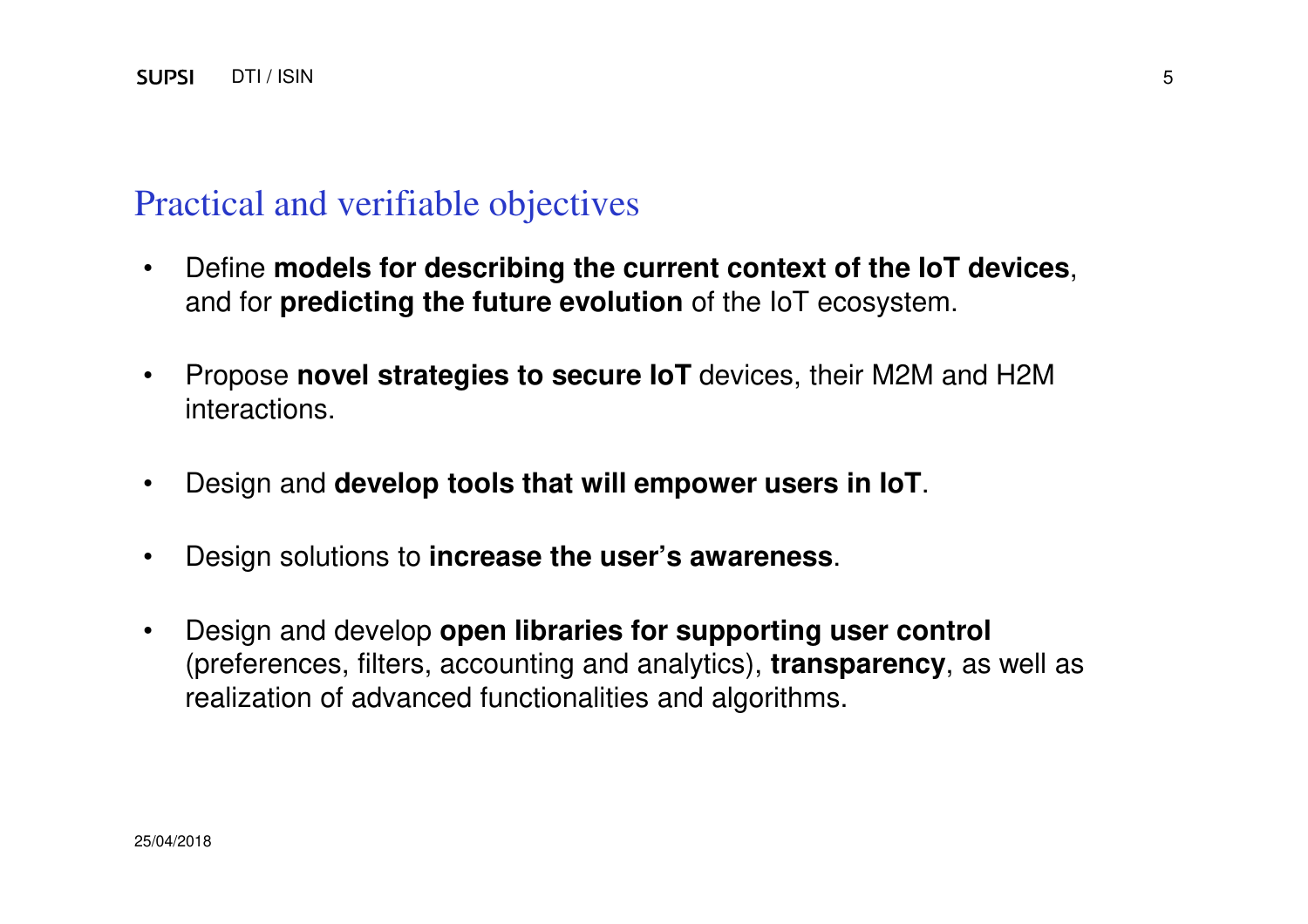## Practical and verifiable objectives

- Define **models for describing the current context of the IoT devices**, and for **predicting the future evolution** of the IoT ecosystem.
- Propose **novel strategies to secure IoT** devices, their M2M and H2M interactions.
- Design and **develop tools that will empower users in IoT**.
- Design solutions to **increase the user's awareness**.
- Design and develop **open libraries for supporting user control** (preferences, filters, accounting and analytics), **transparency**, as well as realization of advanced functionalities and algorithms.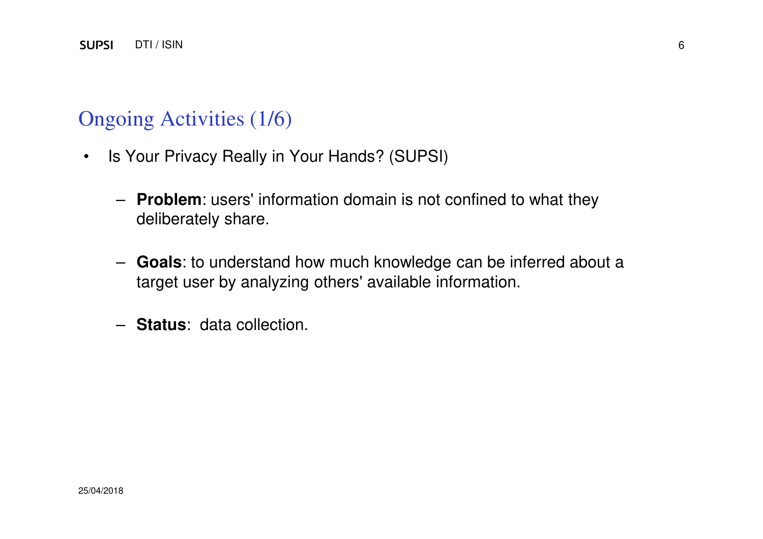# Ongoing Activities (1/6)

- Is Your Privacy Really in Your Hands? (SUPSI)
  - **Problem**: users' information domain is not confined to what they deliberately share.
  - **Goals**: to understand how much knowledge can be inferred about a target user by analyzing others' available information.
  - **Status**: data collection.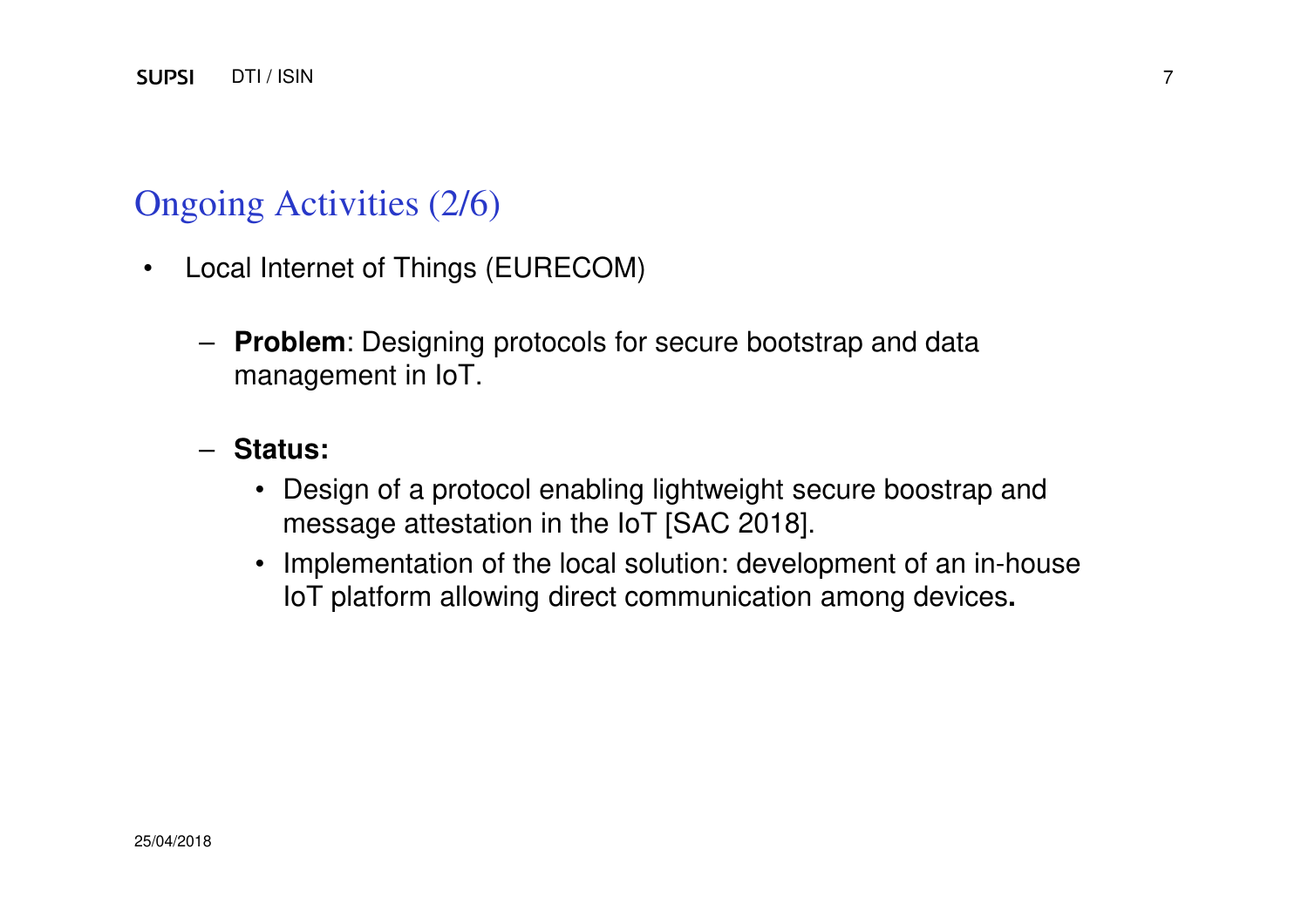# Ongoing Activities (2/6)

- Local Internet of Things (EURECOM)
  - **Problem**: Designing protocols for secure bootstrap and data management in IoT.
  - **Status:**
    - Design of a protocol enabling lightweight secure boostrap and message attestation in the IoT [SAC 2018].
    - Implementation of the local solution: development of an in-house IoT platform allowing direct communication among devices**.**

25/04/2018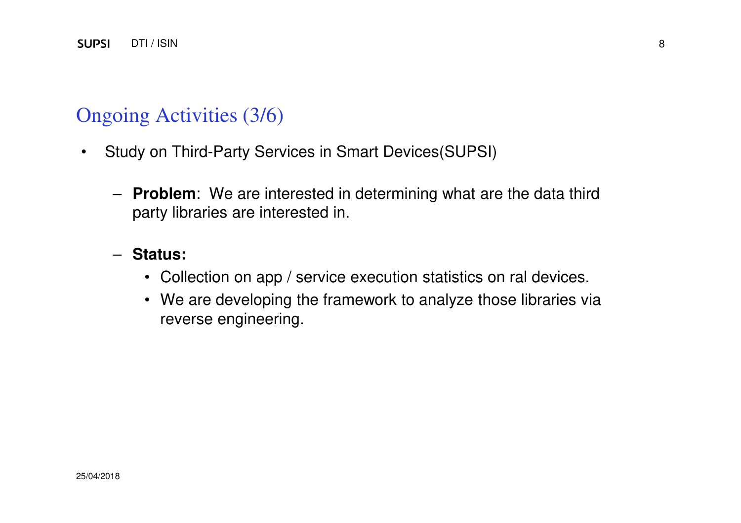## Ongoing Activities (3/6)

- Study on Third-Party Services in Smart Devices(SUPSI)
  - **Problem**: We are interested in determining what are the data third party libraries are interested in.
  - **Status:**
    - Collection on app / service execution statistics on ral devices.
    - We are developing the framework to analyze those libraries via reverse engineering.

25/04/2018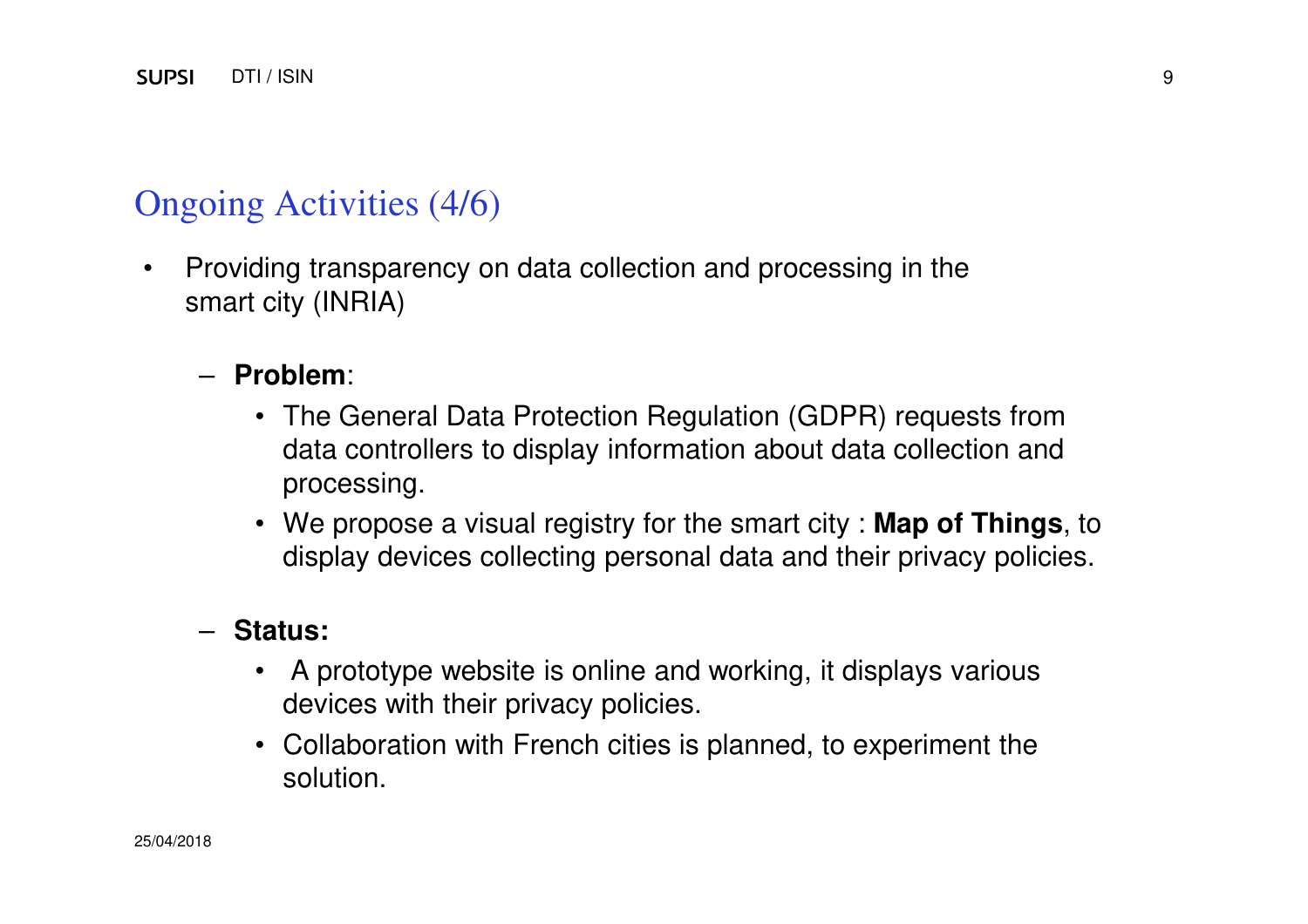## Ongoing Activities (4/6)

- Providing transparency on data collection and processing in the smart city (INRIA)
  - **Problem**:
    - The General Data Protection Regulation (GDPR) requests from data controllers to display information about data collection and processing.
    - We propose a visual registry for the smart city : **Map of Things**, to display devices collecting personal data and their privacy policies.
  - **Status:**
    - A prototype website is online and working, it displays various devices with their privacy policies.
    - Collaboration with French cities is planned, to experiment the solution.

25/04/2018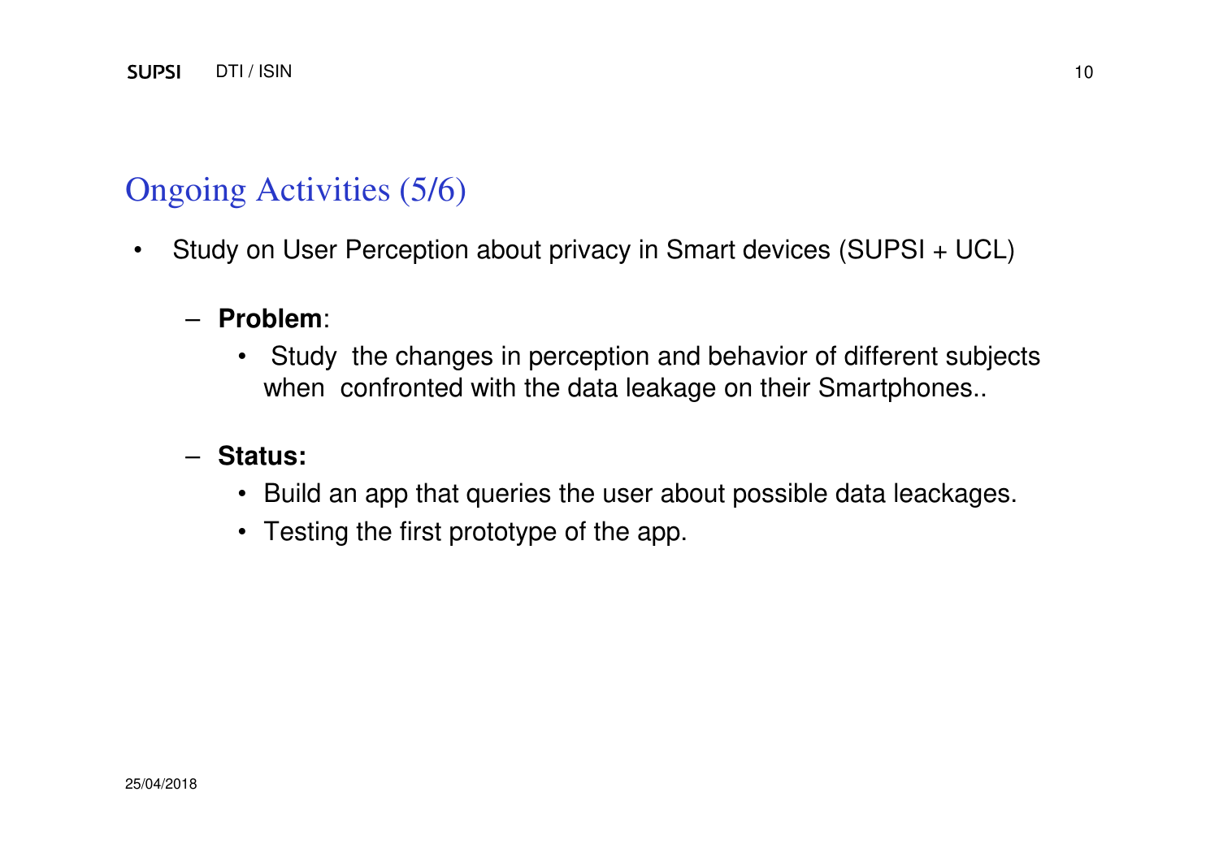# Ongoing Activities (5/6)

- Study on User Perception about privacy in Smart devices (SUPSI + UCL)
  - **Problem**:
    - Study the changes in perception and behavior of different subjects when confronted with the data leakage on their Smartphones..
  - **Status:**
    - Build an app that queries the user about possible data leackages.
    - Testing the first prototype of the app.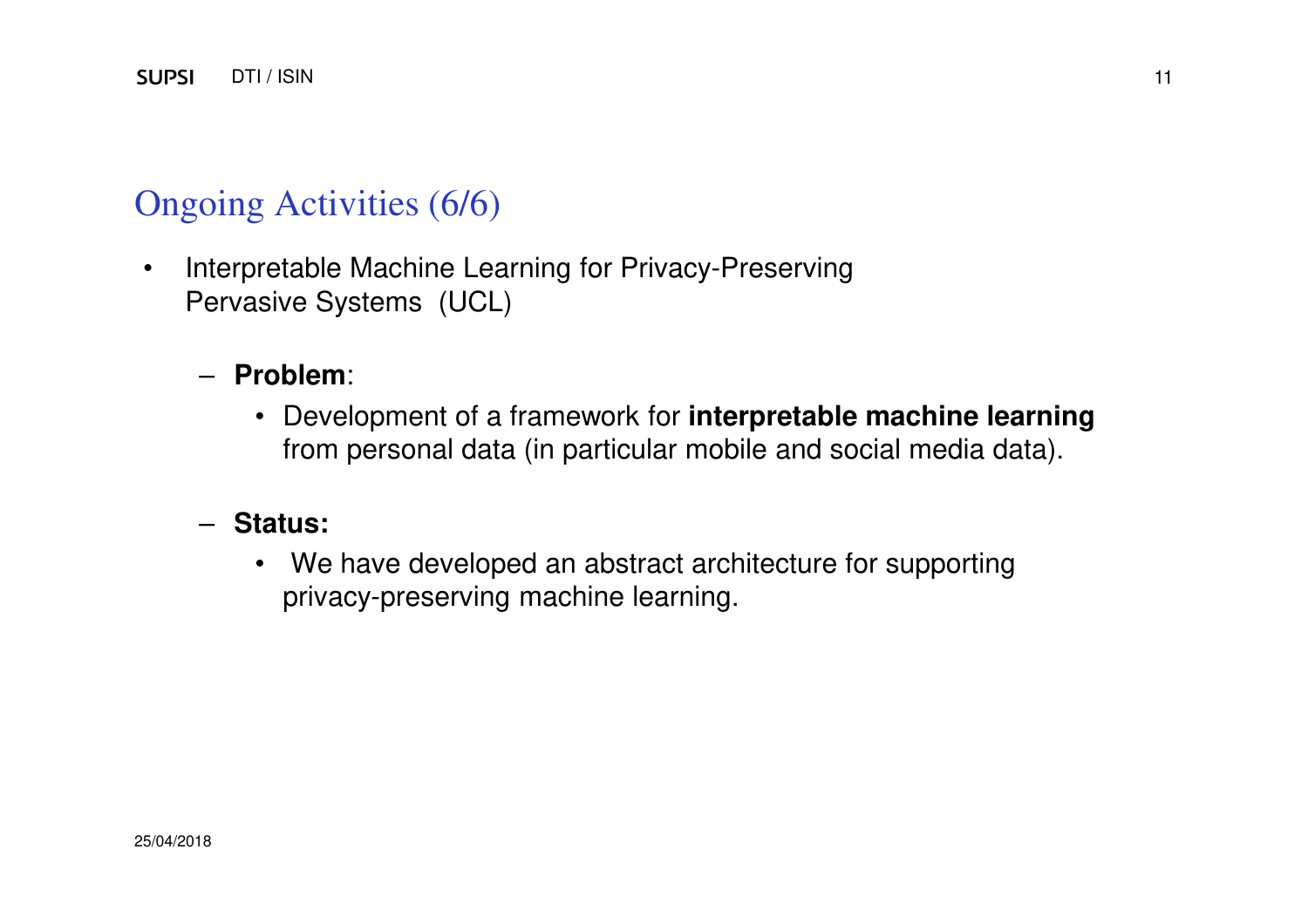## Ongoing Activities (6/6)

- Interpretable Machine Learning for Privacy-Preserving Pervasive Systems (UCL)
  - **Problem**:
    - Development of a framework for **interpretable machine learning** from personal data (in particular mobile and social media data).
  - **Status:**
    - We have developed an abstract architecture for supporting privacy-preserving machine learning.